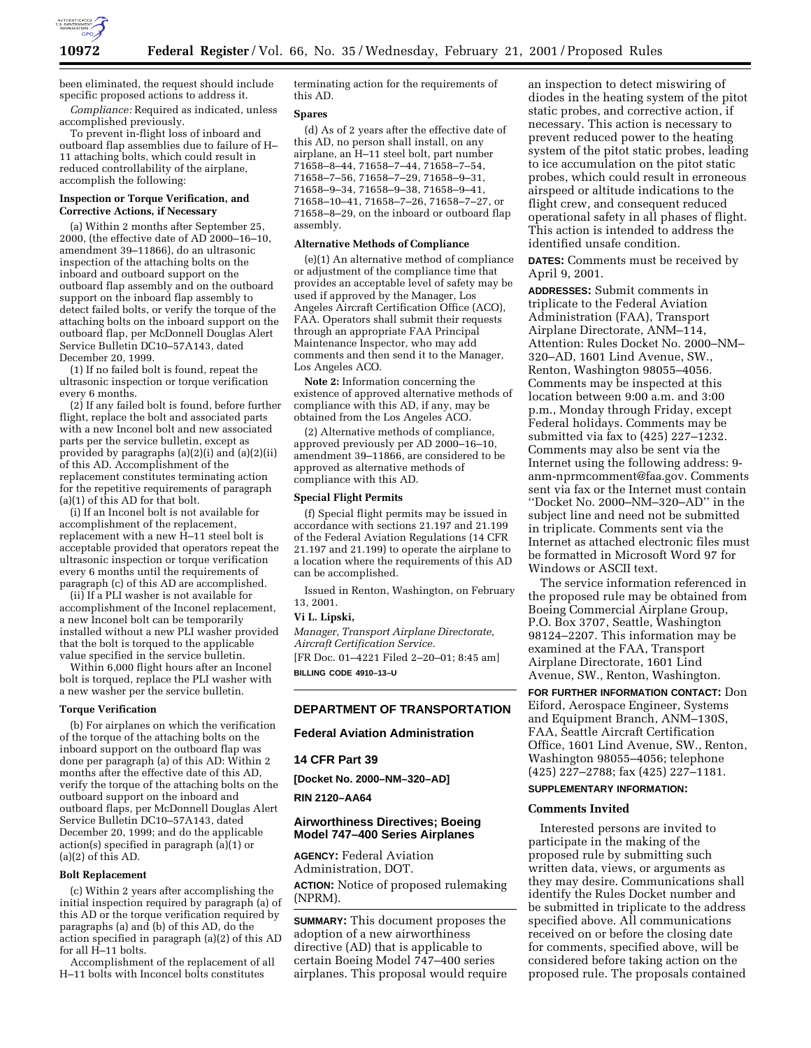been eliminated, the request should include specific proposed actions to address it.

*Compliance:* Required as indicated, unless accomplished previously.

To prevent in-flight loss of inboard and outboard flap assemblies due to failure of H–11 attaching bolts, which could result in reduced controllability of the airplane, accomplish the following:

**Inspection or Torque Verification, and Corrective Actions, if Necessary**

(a) Within 2 months after September 25, 2000, (the effective date of AD 2000–16–10, amendment 39–11866), do an ultrasonic inspection of the attaching bolts on the inboard and outboard support on the outboard flap assembly and on the outboard support on the inboard flap assembly to detect failed bolts, or verify the torque of the attaching bolts on the inboard support on the outboard flap, per McDonnell Douglas Alert Service Bulletin DC10–57A143, dated December 20, 1999.

(1) If no failed bolt is found, repeat the ultrasonic inspection or torque verification every 6 months.

(2) If any failed bolt is found, before further flight, replace the bolt and associated parts with a new Inconel bolt and new associated parts per the service bulletin, except as provided by paragraphs (a)(2)(i) and (a)(2)(ii) of this AD. Accomplishment of the replacement constitutes terminating action for the repetitive requirements of paragraph (a)(1) of this AD for that bolt.

(i) If an Inconel bolt is not available for accomplishment of the replacement, replacement with a new H–11 steel bolt is acceptable provided that operators repeat the ultrasonic inspection or torque verification every 6 months until the requirements of paragraph (c) of this AD are accomplished.

(ii) If a PLI washer is not available for accomplishment of the Inconel replacement, a new Inconel bolt can be temporarily installed without a new PLI washer provided that the bolt is torqued to the applicable value specified in the service bulletin.

Within 6,000 flight hours after an Inconel bolt is torqued, replace the PLI washer with a new washer per the service bulletin.

**Torque Verification**

(b) For airplanes on which the verification of the torque of the attaching bolts on the inboard support on the outboard flap was done per paragraph (a) of this AD: Within 2 months after the effective date of this AD, verify the torque of the attaching bolts on the outboard support on the inboard and outboard flaps, per McDonnell Douglas Alert Service Bulletin DC10–57A143, dated December 20, 1999; and do the applicable action(s) specified in paragraph (a)(1) or (a)(2) of this AD.

**Bolt Replacement**

(c) Within 2 years after accomplishing the initial inspection required by paragraph (a) of this AD or the torque verification required by paragraphs (a) and (b) of this AD, do the action specified in paragraph (a)(2) of this AD for all H–11 bolts.

Accomplishment of the replacement of all H–11 bolts with Inconcel bolts constitutes terminating action for the requirements of this AD.

**Spares**

(d) As of 2 years after the effective date of this AD, no person shall install, on any airplane, an H–11 steel bolt, part number 71658–8–44, 71658–7–44, 71658–7–54, 71658–7–56, 71658–7–29, 71658–9–31, 71658–9–34, 71658–9–38, 71658–9–41, 71658–10–41, 71658–7–26, 71658–7–27, or 71658–8–29, on the inboard or outboard flap assembly.

**Alternative Methods of Compliance**

(e)(1) An alternative method of compliance or adjustment of the compliance time that provides an acceptable level of safety may be used if approved by the Manager, Los Angeles Aircraft Certification Office (ACO), FAA. Operators shall submit their requests through an appropriate FAA Principal Maintenance Inspector, who may add comments and then send it to the Manager, Los Angeles ACO.

**Note 2:** Information concerning the existence of approved alternative methods of compliance with this AD, if any, may be obtained from the Los Angeles ACO.

(2) Alternative methods of compliance, approved previously per AD 2000–16–10, amendment 39–11866, are considered to be approved as alternative methods of compliance with this AD.

**Special Flight Permits**

(f) Special flight permits may be issued in accordance with sections 21.197 and 21.199 of the Federal Aviation Regulations (14 CFR 21.197 and 21.199) to operate the airplane to a location where the requirements of this AD can be accomplished.

Issued in Renton, Washington, on February 13, 2001.

**Vi L. Lipski,**

*Manager, Transport Airplane Directorate, Aircraft Certification Service.*

[FR Doc. 01–4221 Filed 2–20–01; 8:45 am]

**BILLING CODE 4910–13–U**

---

## DEPARTMENT OF TRANSPORTATION

### Federal Aviation Administration

### 14 CFR Part 39

**[Docket No. 2000–NM–320–AD]**

**RIN 2120–AA64**

### Airworthiness Directives; Boeing Model 747–400 Series Airplanes

**AGENCY:** Federal Aviation Administration, DOT.

**ACTION:** Notice of proposed rulemaking (NPRM).

**SUMMARY:** This document proposes the adoption of a new airworthiness directive (AD) that is applicable to certain Boeing Model 747–400 series airplanes. This proposal would require an inspection to detect miswiring of diodes in the heating system of the pitot static probes, and corrective action, if necessary. This action is necessary to prevent reduced power to the heating system of the pitot static probes, leading to ice accumulation on the pitot static probes, which could result in erroneous airspeed or altitude indications to the flight crew, and consequent reduced operational safety in all phases of flight. This action is intended to address the identified unsafe condition.

**DATES:** Comments must be received by April 9, 2001.

**ADDRESSES:** Submit comments in triplicate to the Federal Aviation Administration (FAA), Transport Airplane Directorate, ANM–114, Attention: Rules Docket No. 2000–NM–320–AD, 1601 Lind Avenue, SW., Renton, Washington 98055–4056. Comments may be inspected at this location between 9:00 a.m. and 3:00 p.m., Monday through Friday, except Federal holidays. Comments may be submitted via fax to (425) 227–1232. Comments may also be sent via the Internet using the following address: 9-anm-nprmcomment@faa.gov. Comments sent via fax or the Internet must contain "Docket No. 2000–NM–320–AD" in the subject line and need not be submitted in triplicate. Comments sent via the Internet as attached electronic files must be formatted in Microsoft Word 97 for Windows or ASCII text.

The service information referenced in the proposed rule may be obtained from Boeing Commercial Airplane Group, P.O. Box 3707, Seattle, Washington 98124–2207. This information may be examined at the FAA, Transport Airplane Directorate, 1601 Lind Avenue, SW., Renton, Washington.

**FOR FURTHER INFORMATION CONTACT:** Don Eiford, Aerospace Engineer, Systems and Equipment Branch, ANM–130S, FAA, Seattle Aircraft Certification Office, 1601 Lind Avenue, SW., Renton, Washington 98055–4056; telephone (425) 227–2788; fax (425) 227–1181.

**SUPPLEMENTARY INFORMATION:**

**Comments Invited**

Interested persons are invited to participate in the making of the proposed rule by submitting such written data, views, or arguments as they may desire. Communications shall identify the Rules Docket number and be submitted in triplicate to the address specified above. All communications received on or before the closing date for comments, specified above, will be considered before taking action on the proposed rule. The proposals contained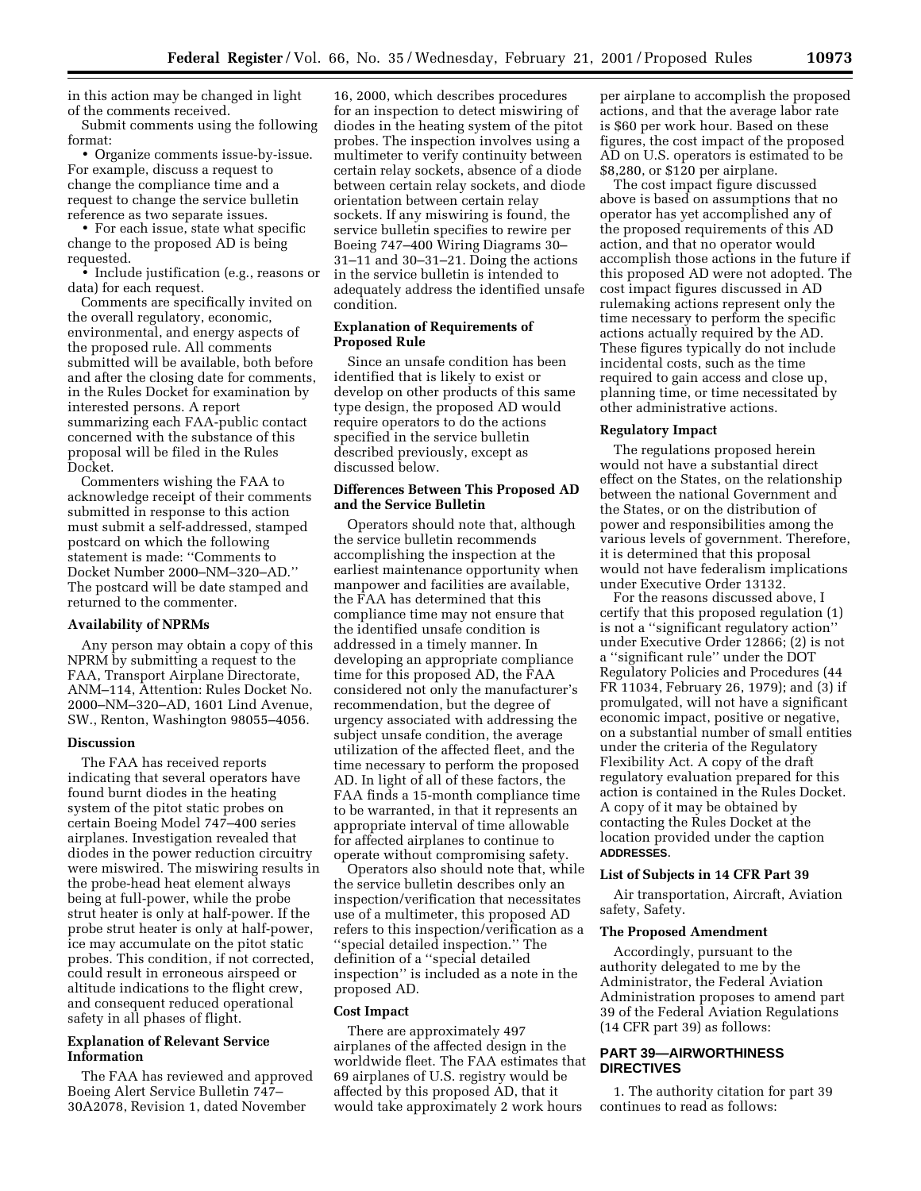in this action may be changed in light of the comments received.

Submit comments using the following format:

- Organize comments issue-by-issue. For example, discuss a request to change the compliance time and a request to change the service bulletin reference as two separate issues.
- For each issue, state what specific change to the proposed AD is being requested.
- Include justification (e.g., reasons or data) for each request.

Comments are specifically invited on the overall regulatory, economic, environmental, and energy aspects of the proposed rule. All comments submitted will be available, both before and after the closing date for comments, in the Rules Docket for examination by interested persons. A report summarizing each FAA-public contact concerned with the substance of this proposal will be filed in the Rules Docket.

Commenters wishing the FAA to acknowledge receipt of their comments submitted in response to this action must submit a self-addressed, stamped postcard on which the following statement is made: ''Comments to Docket Number 2000–NM–320–AD.'' The postcard will be date stamped and returned to the commenter.

### Availability of NPRMs

Any person may obtain a copy of this NPRM by submitting a request to the FAA, Transport Airplane Directorate, ANM–114, Attention: Rules Docket No. 2000–NM–320–AD, 1601 Lind Avenue, SW., Renton, Washington 98055–4056.

### Discussion

The FAA has received reports indicating that several operators have found burnt diodes in the heating system of the pitot static probes on certain Boeing Model 747–400 series airplanes. Investigation revealed that diodes in the power reduction circuitry were miswired. The miswiring results in the probe-head heat element always being at full-power, while the probe strut heater is only at half-power. If the probe strut heater is only at half-power, ice may accumulate on the pitot static probes. This condition, if not corrected, could result in erroneous airspeed or altitude indications to the flight crew, and consequent reduced operational safety in all phases of flight.

### Explanation of Relevant Service Information

The FAA has reviewed and approved Boeing Alert Service Bulletin 747–30A2078, Revision 1, dated November 16, 2000, which describes procedures for an inspection to detect miswiring of diodes in the heating system of the pitot probes. The inspection involves using a multimeter to verify continuity between certain relay sockets, absence of a diode between certain relay sockets, and diode orientation between certain relay sockets. If any miswiring is found, the service bulletin specifies to rewire per Boeing 747–400 Wiring Diagrams 30–31–11 and 30–31–21. Doing the actions in the service bulletin is intended to adequately address the identified unsafe condition.

### Explanation of Requirements of Proposed Rule

Since an unsafe condition has been identified that is likely to exist or develop on other products of this same type design, the proposed AD would require operators to do the actions specified in the service bulletin described previously, except as discussed below.

### Differences Between This Proposed AD and the Service Bulletin

Operators should note that, although the service bulletin recommends accomplishing the inspection at the earliest maintenance opportunity when manpower and facilities are available, the FAA has determined that this compliance time may not ensure that the identified unsafe condition is addressed in a timely manner. In developing an appropriate compliance time for this proposed AD, the FAA considered not only the manufacturer's recommendation, but the degree of urgency associated with addressing the subject unsafe condition, the average utilization of the affected fleet, and the time necessary to perform the proposed AD. In light of all of these factors, the FAA finds a 15-month compliance time to be warranted, in that it represents an appropriate interval of time allowable for affected airplanes to continue to operate without compromising safety.

Operators also should note that, while the service bulletin describes only an inspection/verification that necessitates use of a multimeter, this proposed AD refers to this inspection/verification as a ''special detailed inspection.'' The definition of a ''special detailed inspection'' is included as a note in the proposed AD.

### Cost Impact

There are approximately 497 airplanes of the affected design in the worldwide fleet. The FAA estimates that 69 airplanes of U.S. registry would be affected by this proposed AD, that it would take approximately 2 work hours per airplane to accomplish the proposed actions, and that the average labor rate is $60 per work hour. Based on these figures, the cost impact of the proposed AD on U.S. operators is estimated to be $8,280, or $120 per airplane.

The cost impact figure discussed above is based on assumptions that no operator has yet accomplished any of the proposed requirements of this AD action, and that no operator would accomplish those actions in the future if this proposed AD were not adopted. The cost impact figures discussed in AD rulemaking actions represent only the time necessary to perform the specific actions actually required by the AD. These figures typically do not include incidental costs, such as the time required to gain access and close up, planning time, or time necessitated by other administrative actions.

### Regulatory Impact

The regulations proposed herein would not have a substantial direct effect on the States, on the relationship between the national Government and the States, or on the distribution of power and responsibilities among the various levels of government. Therefore, it is determined that this proposal would not have federalism implications under Executive Order 13132.

For the reasons discussed above, I certify that this proposed regulation (1) is not a ''significant regulatory action'' under Executive Order 12866; (2) is not a ''significant rule'' under the DOT Regulatory Policies and Procedures (44 FR 11034, February 26, 1979); and (3) if promulgated, will not have a significant economic impact, positive or negative, on a substantial number of small entities under the criteria of the Regulatory Flexibility Act. A copy of the draft regulatory evaluation prepared for this action is contained in the Rules Docket. A copy of it may be obtained by contacting the Rules Docket at the location provided under the caption **ADDRESSES**.

### List of Subjects in 14 CFR Part 39

Air transportation, Aircraft, Aviation safety, Safety.

### The Proposed Amendment

Accordingly, pursuant to the authority delegated to me by the Administrator, the Federal Aviation Administration proposes to amend part 39 of the Federal Aviation Regulations (14 CFR part 39) as follows:

## PART 39—AIRWORTHINESS DIRECTIVES

1. The authority citation for part 39 continues to read as follows: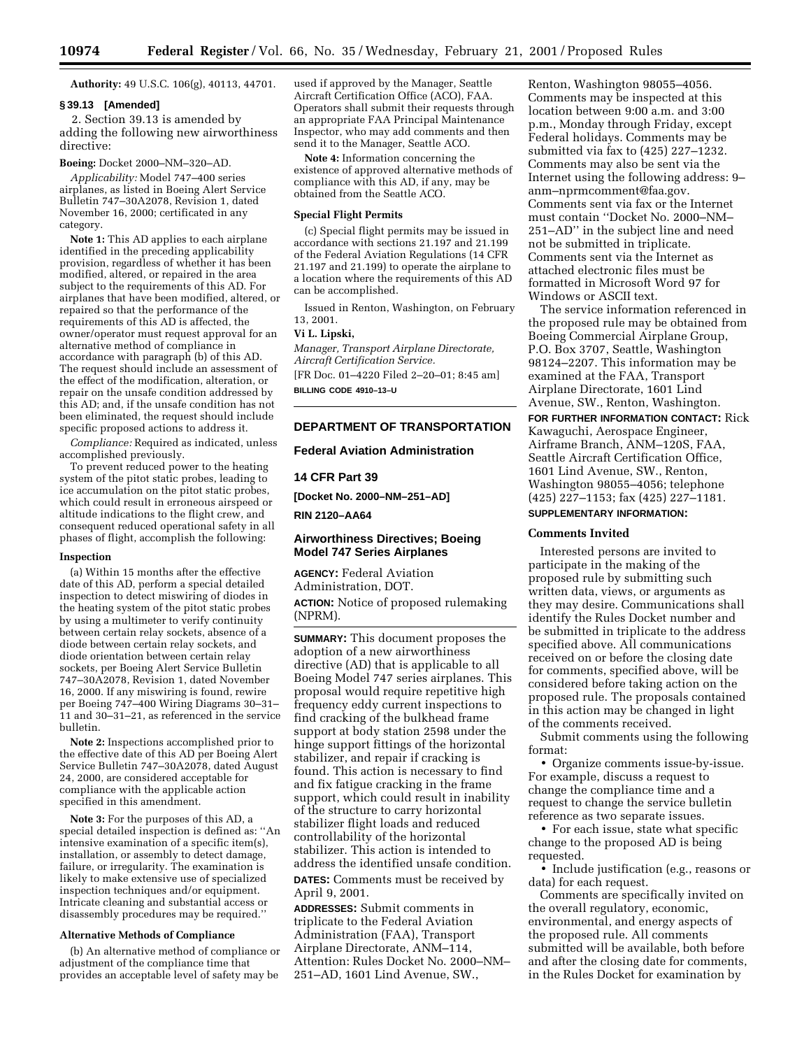**Authority:** 49 U.S.C. 106(g), 40113, 44701.

### § 39.13 [Amended]

2. Section 39.13 is amended by adding the following new airworthiness directive:

**Boeing:** Docket 2000–NM–320–AD.

*Applicability:* Model 747–400 series airplanes, as listed in Boeing Alert Service Bulletin 747–30A2078, Revision 1, dated November 16, 2000; certificated in any category.

**Note 1:** This AD applies to each airplane identified in the preceding applicability provision, regardless of whether it has been modified, altered, or repaired in the area subject to the requirements of this AD. For airplanes that have been modified, altered, or repaired so that the performance of the requirements of this AD is affected, the owner/operator must request approval for an alternative method of compliance in accordance with paragraph (b) of this AD. The request should include an assessment of the effect of the modification, alteration, or repair on the unsafe condition addressed by this AD; and, if the unsafe condition has not been eliminated, the request should include specific proposed actions to address it.

*Compliance:* Required as indicated, unless accomplished previously.

To prevent reduced power to the heating system of the pitot static probes, leading to ice accumulation on the pitot static probes, which could result in erroneous airspeed or altitude indications to the flight crew, and consequent reduced operational safety in all phases of flight, accomplish the following:

**Inspection**

(a) Within 15 months after the effective date of this AD, perform a special detailed inspection to detect miswiring of diodes in the heating system of the pitot static probes by using a multimeter to verify continuity between certain relay sockets, absence of a diode between certain relay sockets, and diode orientation between certain relay sockets, per Boeing Alert Service Bulletin 747–30A2078, Revision 1, dated November 16, 2000. If any miswiring is found, rewire per Boeing 747–400 Wiring Diagrams 30–31–11 and 30–31–21, as referenced in the service bulletin.

**Note 2:** Inspections accomplished prior to the effective date of this AD per Boeing Alert Service Bulletin 747–30A2078, dated August 24, 2000, are considered acceptable for compliance with the applicable action specified in this amendment.

**Note 3:** For the purposes of this AD, a special detailed inspection is defined as: "An intensive examination of a specific item(s), installation, or assembly to detect damage, failure, or irregularity. The examination is likely to make extensive use of specialized inspection techniques and/or equipment. Intricate cleaning and substantial access or disassembly procedures may be required."

**Alternative Methods of Compliance**

(b) An alternative method of compliance or adjustment of the compliance time that provides an acceptable level of safety may be used if approved by the Manager, Seattle Aircraft Certification Office (ACO), FAA. Operators shall submit their requests through an appropriate FAA Principal Maintenance Inspector, who may add comments and then send it to the Manager, Seattle ACO.

**Note 4:** Information concerning the existence of approved alternative methods of compliance with this AD, if any, may be obtained from the Seattle ACO.

**Special Flight Permits**

(c) Special flight permits may be issued in accordance with sections 21.197 and 21.199 of the Federal Aviation Regulations (14 CFR 21.197 and 21.199) to operate the airplane to a location where the requirements of this AD can be accomplished.

Issued in Renton, Washington, on February 13, 2001.

**Vi L. Lipski,**

*Manager, Transport Airplane Directorate, Aircraft Certification Service.*

[FR Doc. 01–4220 Filed 2–20–01; 8:45 am]

**BILLING CODE 4910–13–U**

---

## DEPARTMENT OF TRANSPORTATION

### Federal Aviation Administration

### 14 CFR Part 39

**[Docket No. 2000–NM–251–AD]**

**RIN 2120–AA64**

## Airworthiness Directives; Boeing Model 747 Series Airplanes

**AGENCY:** Federal Aviation Administration, DOT.

**ACTION:** Notice of proposed rulemaking (NPRM).

**SUMMARY:** This document proposes the adoption of a new airworthiness directive (AD) that is applicable to all Boeing Model 747 series airplanes. This proposal would require repetitive high frequency eddy current inspections to find cracking of the bulkhead frame support at body station 2598 under the hinge support fittings of the horizontal stabilizer, and repair if cracking is found. This action is necessary to find and fix fatigue cracking in the frame support, which could result in inability of the structure to carry horizontal stabilizer flight loads and reduced controllability of the horizontal stabilizer. This action is intended to address the identified unsafe condition.

**DATES:** Comments must be received by April 9, 2001.

**ADDRESSES:** Submit comments in triplicate to the Federal Aviation Administration (FAA), Transport Airplane Directorate, ANM–114, Attention: Rules Docket No. 2000–NM–251–AD, 1601 Lind Avenue, SW., Renton, Washington 98055–4056. Comments may be inspected at this location between 9:00 a.m. and 3:00 p.m., Monday through Friday, except Federal holidays. Comments may be submitted via fax to (425) 227–1232. Comments may also be sent via the Internet using the following address: 9–anm–nprmcomment@faa.gov. Comments sent via fax or the Internet must contain "Docket No. 2000–NM–251–AD" in the subject line and need not be submitted in triplicate. Comments sent via the Internet as attached electronic files must be formatted in Microsoft Word 97 for Windows or ASCII text.

The service information referenced in the proposed rule may be obtained from Boeing Commercial Airplane Group, P.O. Box 3707, Seattle, Washington 98124–2207. This information may be examined at the FAA, Transport Airplane Directorate, 1601 Lind Avenue, SW., Renton, Washington.

**FOR FURTHER INFORMATION CONTACT:** Rick Kawaguchi, Aerospace Engineer, Airframe Branch, ANM–120S, FAA, Seattle Aircraft Certification Office, 1601 Lind Avenue, SW., Renton, Washington 98055–4056; telephone (425) 227–1153; fax (425) 227–1181.

**SUPPLEMENTARY INFORMATION:**

**Comments Invited**

Interested persons are invited to participate in the making of the proposed rule by submitting such written data, views, or arguments as they may desire. Communications shall identify the Rules Docket number and be submitted in triplicate to the address specified above. All communications received on or before the closing date for comments, specified above, will be considered before taking action on the proposed rule. The proposals contained in this action may be changed in light of the comments received.

Submit comments using the following format:

- Organize comments issue-by-issue. For example, discuss a request to change the compliance time and a request to change the service bulletin reference as two separate issues.
- For each issue, state what specific change to the proposed AD is being requested.
- Include justification (e.g., reasons or data) for each request.

Comments are specifically invited on the overall regulatory, economic, environmental, and energy aspects of the proposed rule. All comments submitted will be available, both before and after the closing date for comments, in the Rules Docket for examination by